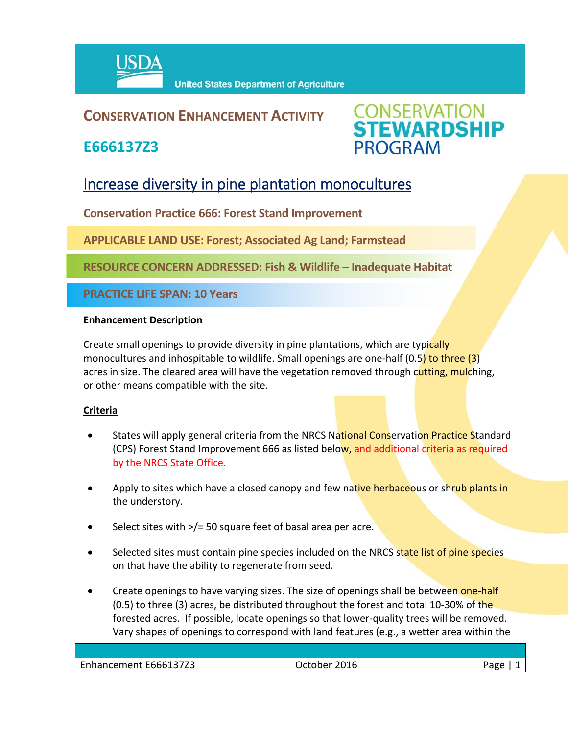USDA United States Department of Agriculture

# CONSERVATION ENHANCEMENT ACTIVITY

## E666137Z3

CONSERVATION STEWARDSHIP PROGRAM

# Increase diversity in pine plantation monocultures

**Conservation Practice 666: Forest Stand Improvement**

**APPLICABLE LAND USE: Forest; Associated Ag Land; Farmstead**

**RESOURCE CONCERN ADDRESSED: Fish & Wildlife – Inadequate Habitat**

**PRACTICE LIFE SPAN: 10 Years**

**Enhancement Description**

Create small openings to provide diversity in pine plantations, which are typically monocultures and inhospitable to wildlife. Small openings are one-half (0.5) to three (3) acres in size. The cleared area will have the vegetation removed through cutting, mulching, or other means compatible with the site.

**Criteria**

- States will apply general criteria from the NRCS National Conservation Practice Standard (CPS) Forest Stand Improvement 666 as listed below, and additional criteria as required by the NRCS State Office.
- Apply to sites which have a closed canopy and few native herbaceous or shrub plants in the understory.
- Select sites with >/= 50 square feet of basal area per acre.
- Selected sites must contain pine species included on the NRCS state list of pine species on that have the ability to regenerate from seed.
- Create openings to have varying sizes. The size of openings shall be between one-half (0.5) to three (3) acres, be distributed throughout the forest and total 10-30% of the forested acres. If possible, locate openings so that lower-quality trees will be removed. Vary shapes of openings to correspond with land features (e.g., a wetter area within the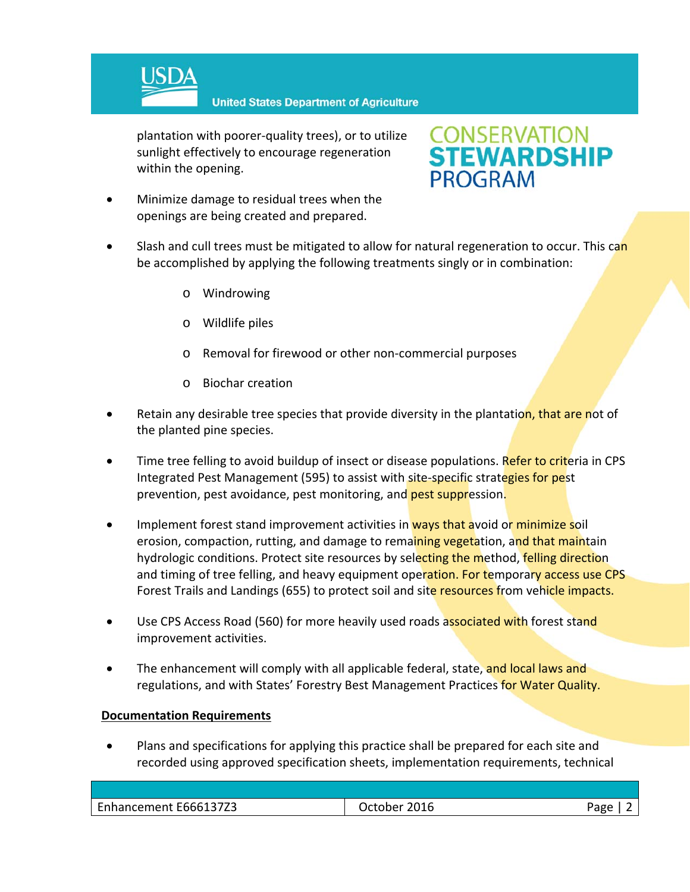plantation with poorer-quality trees), or to utilize sunlight effectively to encourage regeneration within the opening.

- Minimize damage to residual trees when the openings are being created and prepared.
- Slash and cull trees must be mitigated to allow for natural regeneration to occur. This can be accomplished by applying the following treatments singly or in combination:
  - Windrowing
  - Wildlife piles
  - Removal for firewood or other non-commercial purposes
  - Biochar creation
- Retain any desirable tree species that provide diversity in the plantation, that are not of the planted pine species.
- Time tree felling to avoid buildup of insect or disease populations. Refer to criteria in CPS Integrated Pest Management (595) to assist with site-specific strategies for pest prevention, pest avoidance, pest monitoring, and pest suppression.
- Implement forest stand improvement activities in ways that avoid or minimize soil erosion, compaction, rutting, and damage to remaining vegetation, and that maintain hydrologic conditions. Protect site resources by selecting the method, felling direction and timing of tree felling, and heavy equipment operation. For temporary access use CPS Forest Trails and Landings (655) to protect soil and site resources from vehicle impacts.
- Use CPS Access Road (560) for more heavily used roads associated with forest stand improvement activities.
- The enhancement will comply with all applicable federal, state, and local laws and regulations, and with States' Forestry Best Management Practices for Water Quality.

**Documentation Requirements**

- Plans and specifications for applying this practice shall be prepared for each site and recorded using approved specification sheets, implementation requirements, technical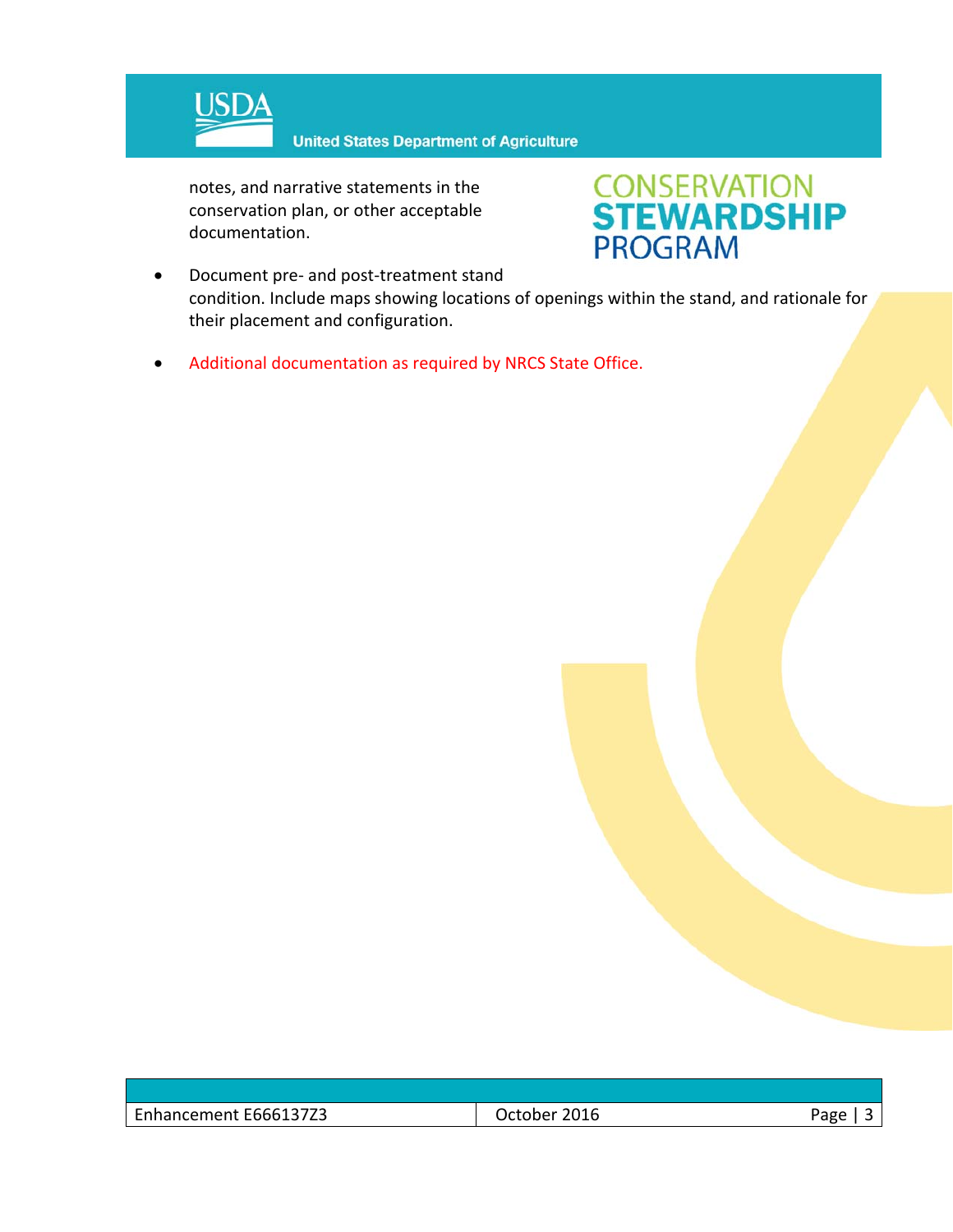notes, and narrative statements in the conservation plan, or other acceptable documentation.

- Document pre- and post-treatment stand condition. Include maps showing locations of openings within the stand, and rationale for their placement and configuration.

- Additional documentation as required by NRCS State Office.